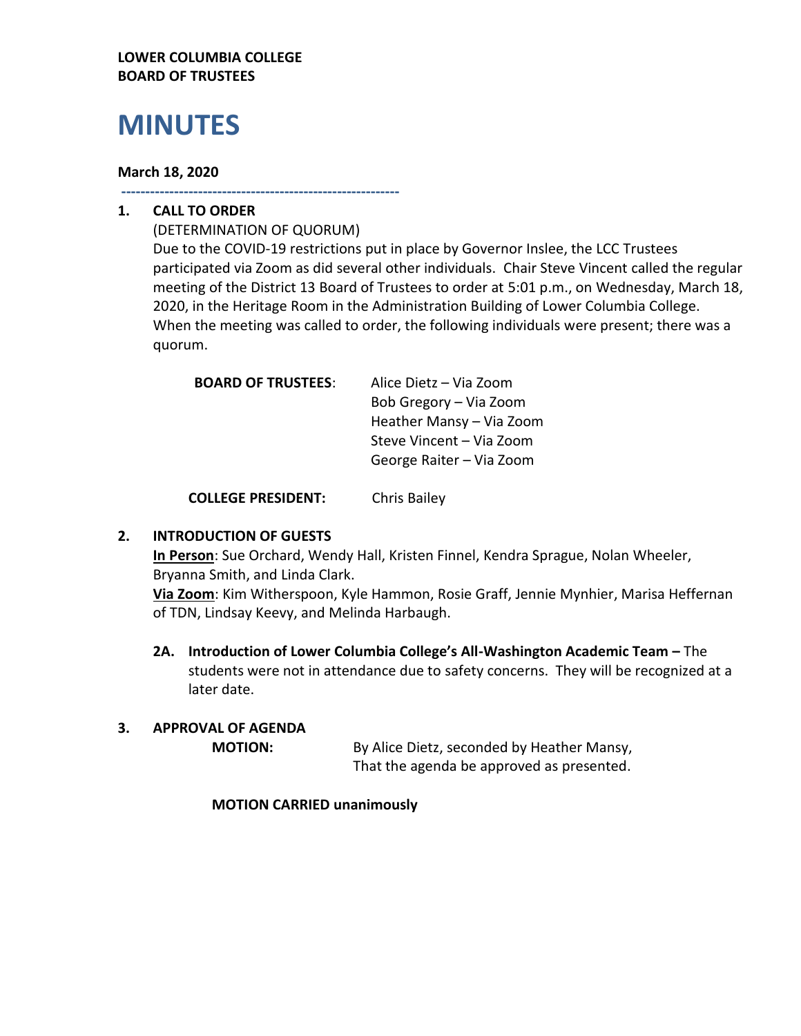**LOWER COLUMBIA COLLEGE**
**BOARD OF TRUSTEES**

# MINUTES

**March 18, 2020**

---

**1. CALL TO ORDER**

(DETERMINATION OF QUORUM)

Due to the COVID-19 restrictions put in place by Governor Inslee, the LCC Trustees participated via Zoom as did several other individuals. Chair Steve Vincent called the regular meeting of the District 13 Board of Trustees to order at 5:01 p.m., on Wednesday, March 18, 2020, in the Heritage Room in the Administration Building of Lower Columbia College. When the meeting was called to order, the following individuals were present; there was a quorum.

**BOARD OF TRUSTEES**:
- Alice Dietz – Via Zoom
- Bob Gregory – Via Zoom
- Heather Mansy – Via Zoom
- Steve Vincent – Via Zoom
- George Raiter – Via Zoom

**COLLEGE PRESIDENT:** Chris Bailey

**2. INTRODUCTION OF GUESTS**

**In Person**: Sue Orchard, Wendy Hall, Kristen Finnel, Kendra Sprague, Nolan Wheeler, Bryanna Smith, and Linda Clark.

**Via Zoom**: Kim Witherspoon, Kyle Hammon, Rosie Graff, Jennie Mynhier, Marisa Heffernan of TDN, Lindsay Keevy, and Melinda Harbaugh.

**2A. Introduction of Lower Columbia College's All-Washington Academic Team –** The students were not in attendance due to safety concerns. They will be recognized at a later date.

**3. APPROVAL OF AGENDA**

**MOTION:** By Alice Dietz, seconded by Heather Mansy, That the agenda be approved as presented.

**MOTION CARRIED unanimously**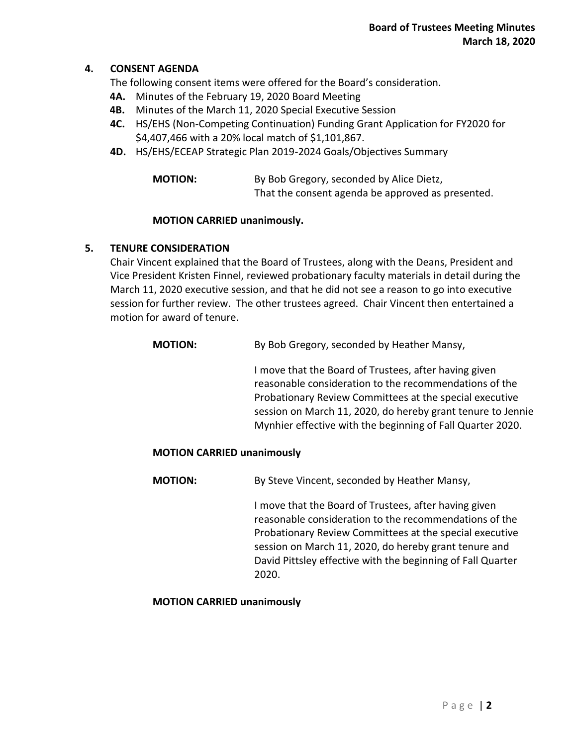## 4. CONSENT AGENDA

The following consent items were offered for the Board's consideration.

- **4A.** Minutes of the February 19, 2020 Board Meeting
- **4B.** Minutes of the March 11, 2020 Special Executive Session
- **4C.** HS/EHS (Non-Competing Continuation) Funding Grant Application for FY2020 for $4,407,466 with a 20% local match of $1,101,867.
- **4D.** HS/EHS/ECEAP Strategic Plan 2019-2024 Goals/Objectives Summary

**MOTION:** By Bob Gregory, seconded by Alice Dietz,
That the consent agenda be approved as presented.

**MOTION CARRIED unanimously.**

## 5. TENURE CONSIDERATION

Chair Vincent explained that the Board of Trustees, along with the Deans, President and Vice President Kristen Finnel, reviewed probationary faculty materials in detail during the March 11, 2020 executive session, and that he did not see a reason to go into executive session for further review. The other trustees agreed. Chair Vincent then entertained a motion for award of tenure.

**MOTION:** By Bob Gregory, seconded by Heather Mansy,

I move that the Board of Trustees, after having given reasonable consideration to the recommendations of the Probationary Review Committees at the special executive session on March 11, 2020, do hereby grant tenure to Jennie Mynhier effective with the beginning of Fall Quarter 2020.

**MOTION CARRIED unanimously**

**MOTION:** By Steve Vincent, seconded by Heather Mansy,

I move that the Board of Trustees, after having given reasonable consideration to the recommendations of the Probationary Review Committees at the special executive session on March 11, 2020, do hereby grant tenure and David Pittsley effective with the beginning of Fall Quarter 2020.

**MOTION CARRIED unanimously**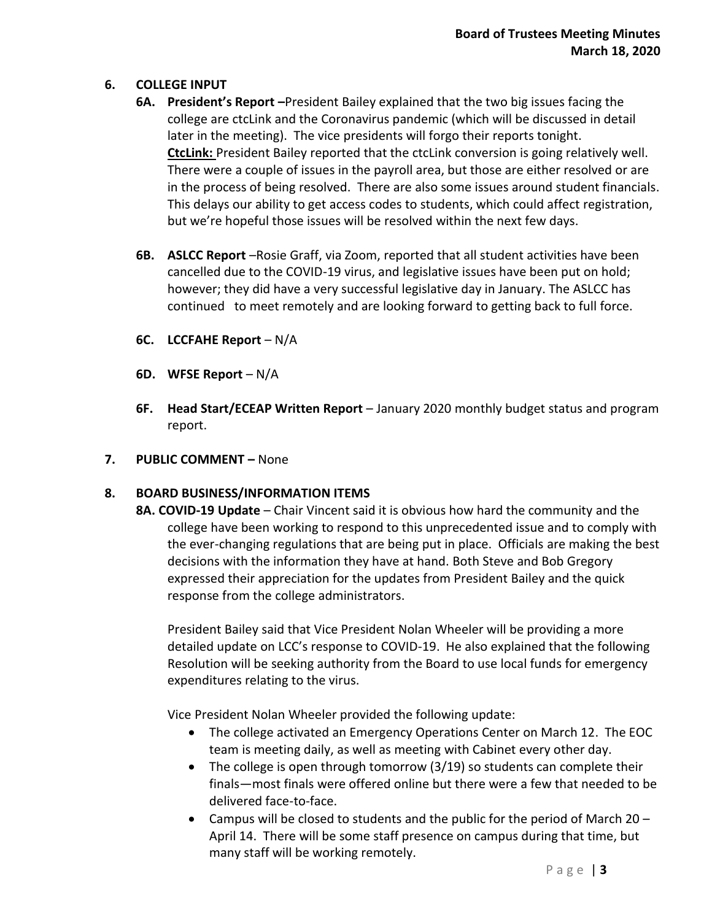## 6. COLLEGE INPUT

**6A. President's Report –**President Bailey explained that the two big issues facing the college are ctcLink and the Coronavirus pandemic (which will be discussed in detail later in the meeting). The vice presidents will forgo their reports tonight.
**CtcLink:** President Bailey reported that the ctcLink conversion is going relatively well. There were a couple of issues in the payroll area, but those are either resolved or are in the process of being resolved. There are also some issues around student financials. This delays our ability to get access codes to students, which could affect registration, but we're hopeful those issues will be resolved within the next few days.

**6B. ASLCC Report** –Rosie Graff, via Zoom, reported that all student activities have been cancelled due to the COVID-19 virus, and legislative issues have been put on hold; however; they did have a very successful legislative day in January. The ASLCC has continued to meet remotely and are looking forward to getting back to full force.

**6C. LCCFAHE Report** – N/A

**6D. WFSE Report** – N/A

**6F. Head Start/ECEAP Written Report** – January 2020 monthly budget status and program report.

## 7. PUBLIC COMMENT – None

## 8. BOARD BUSINESS/INFORMATION ITEMS

**8A. COVID-19 Update** – Chair Vincent said it is obvious how hard the community and the college have been working to respond to this unprecedented issue and to comply with the ever-changing regulations that are being put in place. Officials are making the best decisions with the information they have at hand. Both Steve and Bob Gregory expressed their appreciation for the updates from President Bailey and the quick response from the college administrators.

President Bailey said that Vice President Nolan Wheeler will be providing a more detailed update on LCC's response to COVID-19. He also explained that the following Resolution will be seeking authority from the Board to use local funds for emergency expenditures relating to the virus.

Vice President Nolan Wheeler provided the following update:

- The college activated an Emergency Operations Center on March 12. The EOC team is meeting daily, as well as meeting with Cabinet every other day.
- The college is open through tomorrow (3/19) so students can complete their finals—most finals were offered online but there were a few that needed to be delivered face-to-face.
- Campus will be closed to students and the public for the period of March 20 – April 14. There will be some staff presence on campus during that time, but many staff will be working remotely.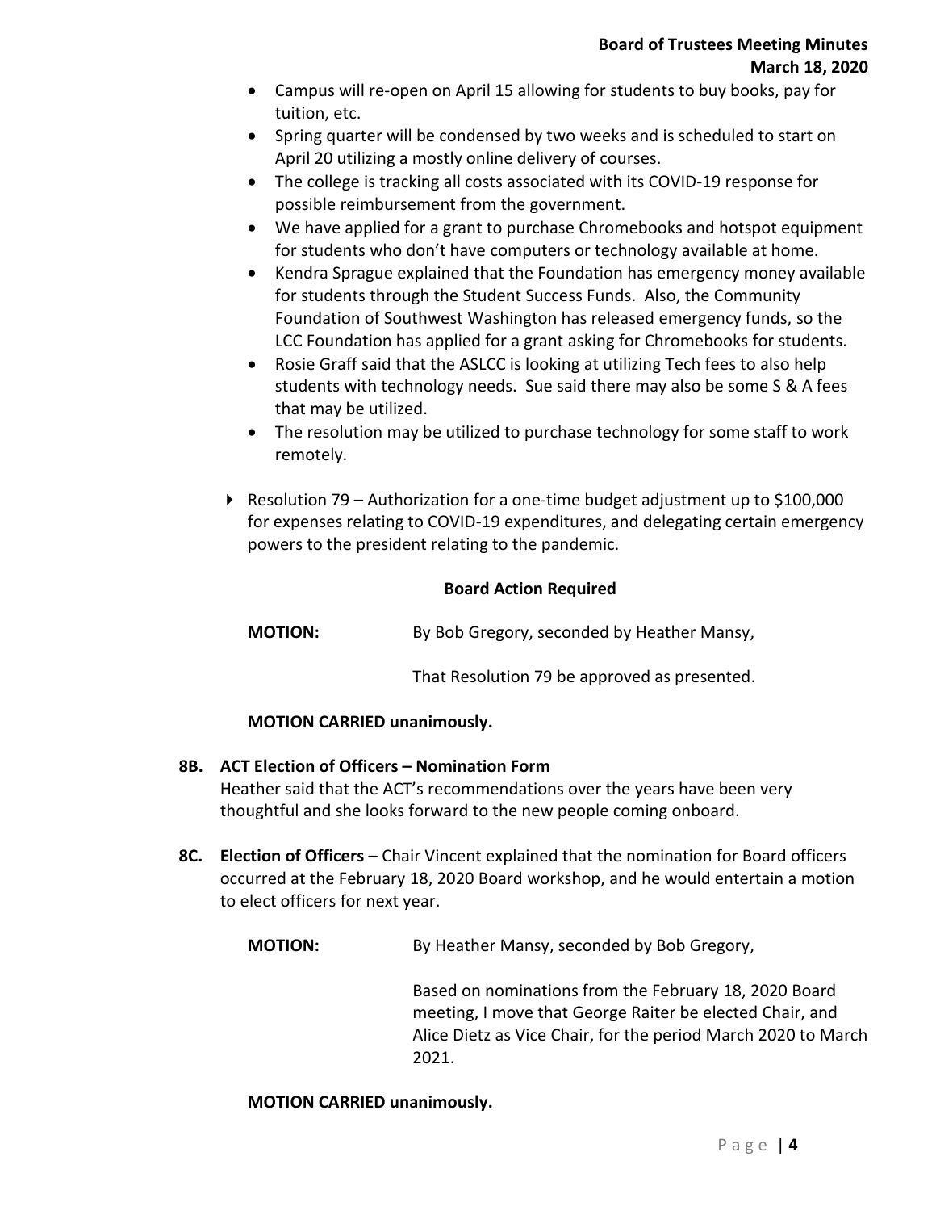- Campus will re-open on April 15 allowing for students to buy books, pay for tuition, etc.
- Spring quarter will be condensed by two weeks and is scheduled to start on April 20 utilizing a mostly online delivery of courses.
- The college is tracking all costs associated with its COVID-19 response for possible reimbursement from the government.
- We have applied for a grant to purchase Chromebooks and hotspot equipment for students who don't have computers or technology available at home.
- Kendra Sprague explained that the Foundation has emergency money available for students through the Student Success Funds. Also, the Community Foundation of Southwest Washington has released emergency funds, so the LCC Foundation has applied for a grant asking for Chromebooks for students.
- Rosie Graff said that the ASLCC is looking at utilizing Tech fees to also help students with technology needs. Sue said there may also be some S & A fees that may be utilized.
- The resolution may be utilized to purchase technology for some staff to work remotely.

- Resolution 79 – Authorization for a one-time budget adjustment up to $100,000 for expenses relating to COVID-19 expenditures, and delegating certain emergency powers to the president relating to the pandemic.

**Board Action Required**

**MOTION:** By Bob Gregory, seconded by Heather Mansy,

That Resolution 79 be approved as presented.

**MOTION CARRIED unanimously.**

**8B. ACT Election of Officers – Nomination Form**
Heather said that the ACT's recommendations over the years have been very thoughtful and she looks forward to the new people coming onboard.

**8C. Election of Officers** – Chair Vincent explained that the nomination for Board officers occurred at the February 18, 2020 Board workshop, and he would entertain a motion to elect officers for next year.

**MOTION:** By Heather Mansy, seconded by Bob Gregory,

Based on nominations from the February 18, 2020 Board meeting, I move that George Raiter be elected Chair, and Alice Dietz as Vice Chair, for the period March 2020 to March 2021.

**MOTION CARRIED unanimously.**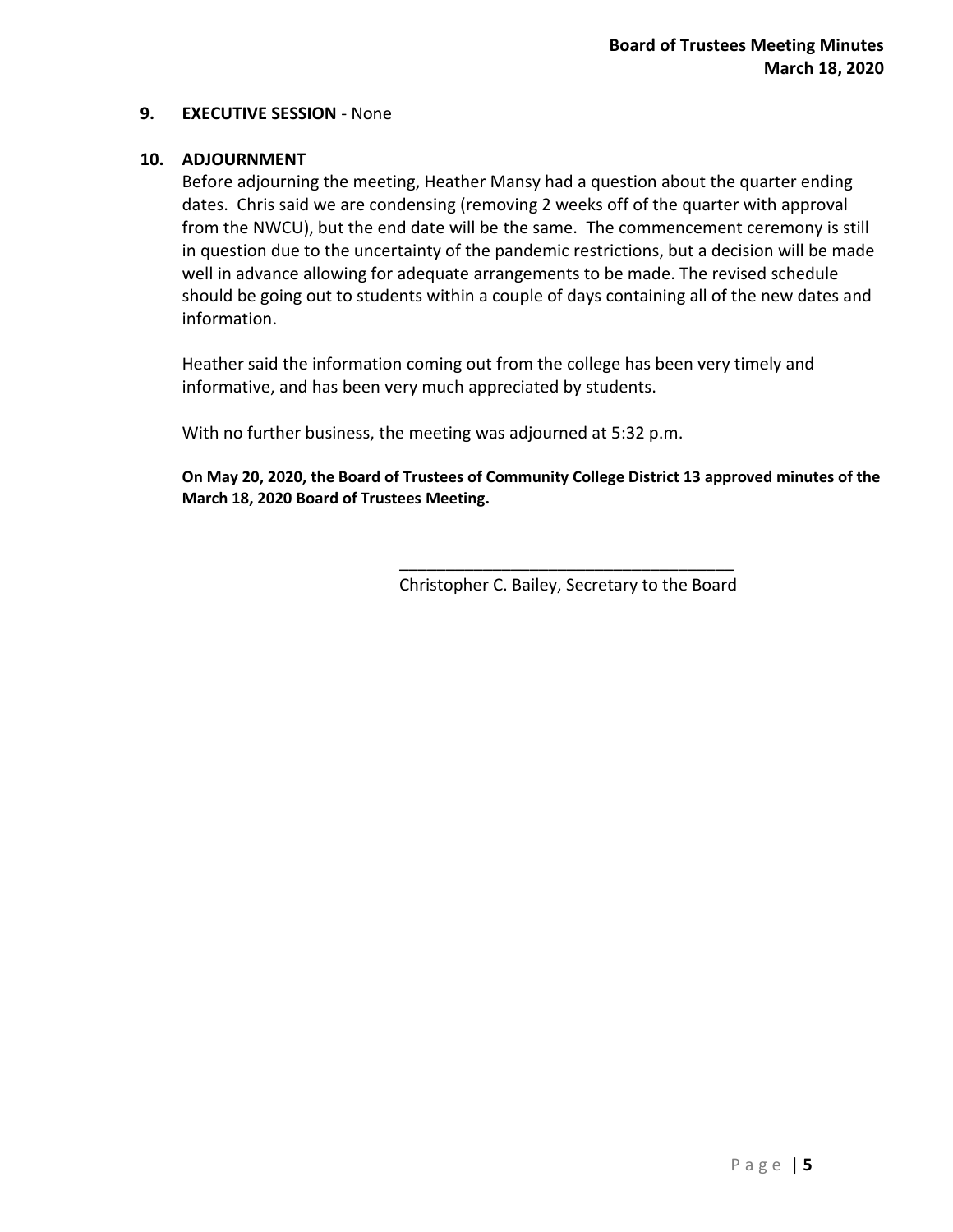**9. EXECUTIVE SESSION** - None

**10. ADJOURNMENT**

Before adjourning the meeting, Heather Mansy had a question about the quarter ending dates. Chris said we are condensing (removing 2 weeks off of the quarter with approval from the NWCU), but the end date will be the same. The commencement ceremony is still in question due to the uncertainty of the pandemic restrictions, but a decision will be made well in advance allowing for adequate arrangements to be made. The revised schedule should be going out to students within a couple of days containing all of the new dates and information.

Heather said the information coming out from the college has been very timely and informative, and has been very much appreciated by students.

With no further business, the meeting was adjourned at 5:32 p.m.

**On May 20, 2020, the Board of Trustees of Community College District 13 approved minutes of the March 18, 2020 Board of Trustees Meeting.**

\_\_\_\_\_\_\_\_\_\_\_\_\_\_\_\_\_\_\_\_\_\_\_\_\_\_\_\_\_\_\_\_\_\_\_\_\_\_

Christopher C. Bailey, Secretary to the Board